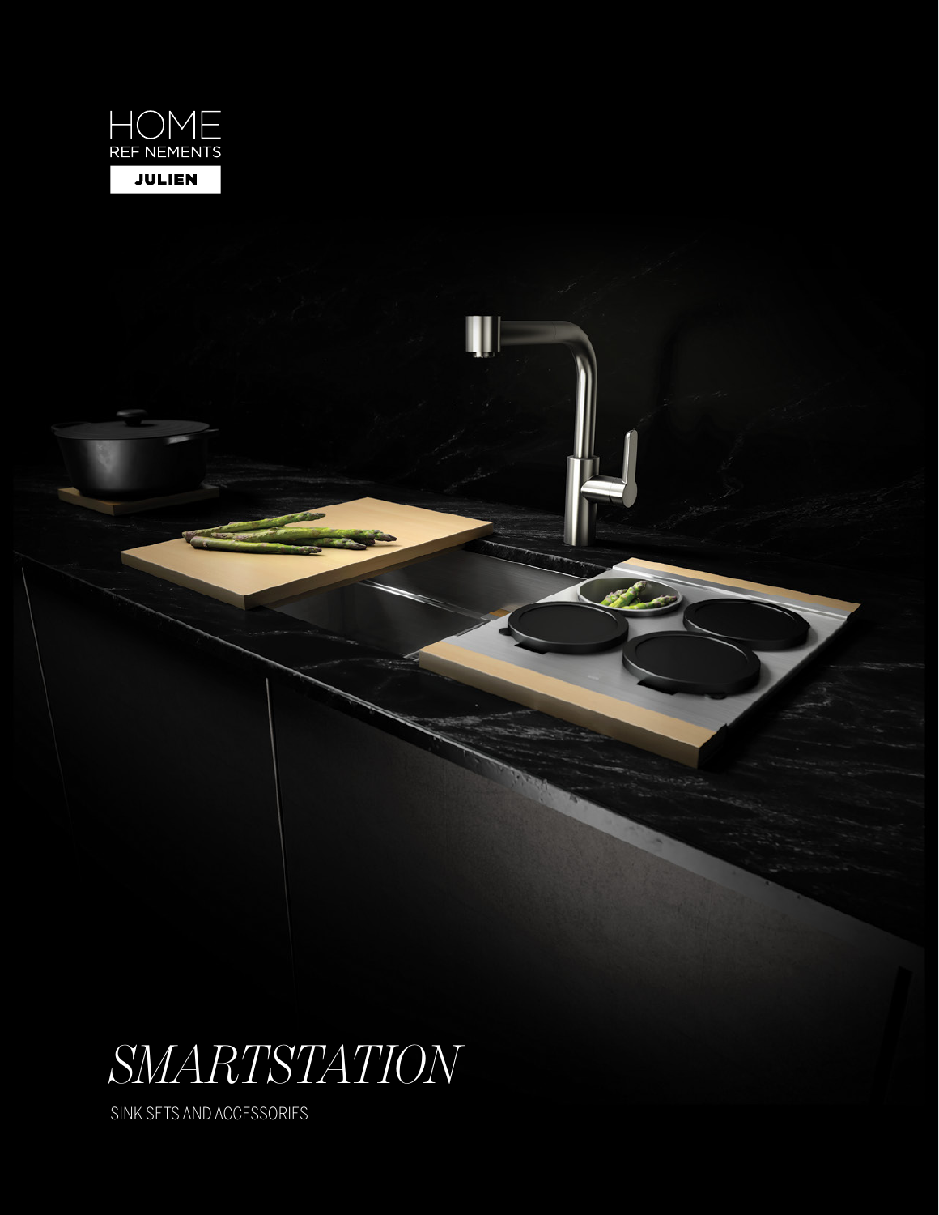HOME
REFINEMENTS

JULIEN

# *SMARTSTATION*

SINK SETS AND ACCESSORIES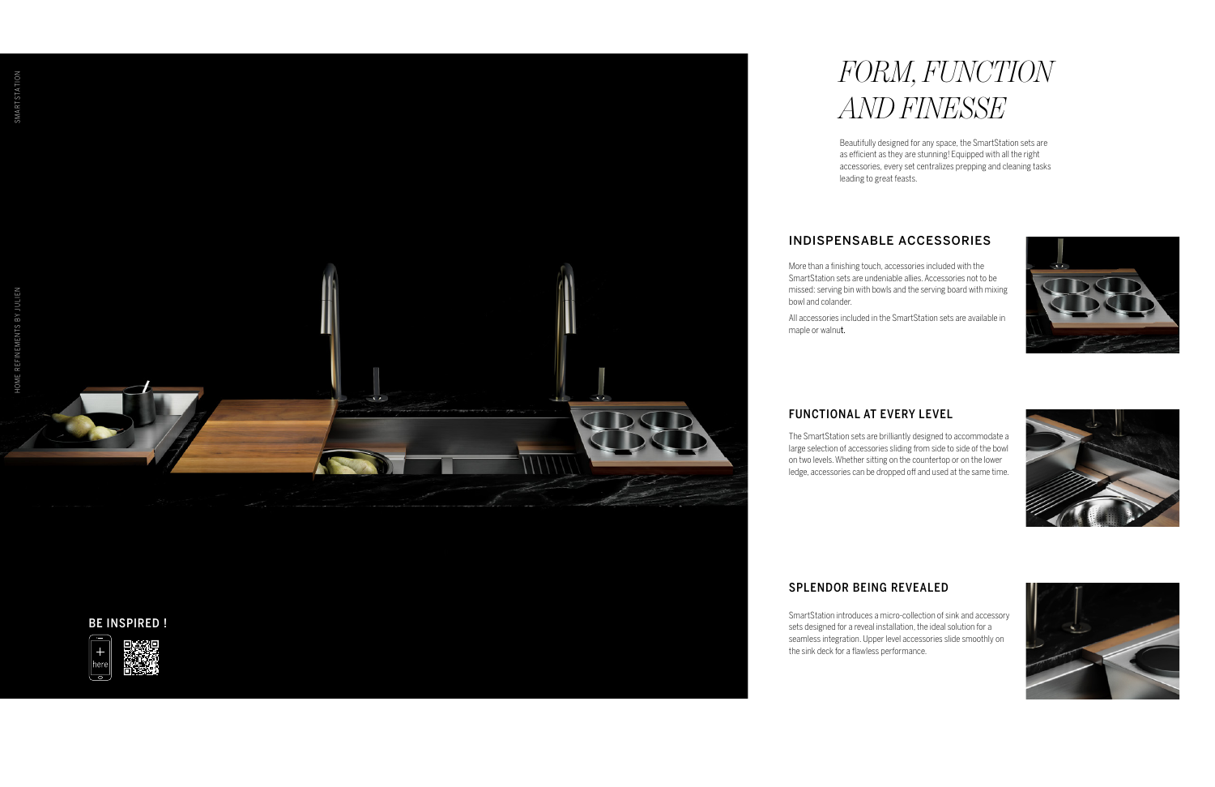# FORM, FUNCTION AND FINESSE

Beautifully designed for any space, the SmartStation sets are as efficient as they are stunning! Equipped with all the right accessories, every set centralizes prepping and cleaning tasks leading to great feasts.

## INDISPENSABLE ACCESSORIES

More than a finishing touch, accessories included with the SmartStation sets are undeniable allies. Accessories not to be missed: serving bin with bowls and the serving board with mixing bowl and colander.

All accessories included in the SmartStation sets are available in maple or walnut.

## FUNCTIONAL AT EVERY LEVEL

The SmartStation sets are brilliantly designed to accommodate a large selection of accessories sliding from side to side of the bowl on two levels. Whether sitting on the countertop or on the lower ledge, accessories can be dropped off and used at the same time.

## SPLENDOR BEING REVEALED

SmartStation introduces a micro-collection of sink and accessory sets designed for a reveal installation, the ideal solution for a seamless integration. Upper level accessories slide smoothly on the sink deck for a flawless performance.

## BE INSPIRED !

here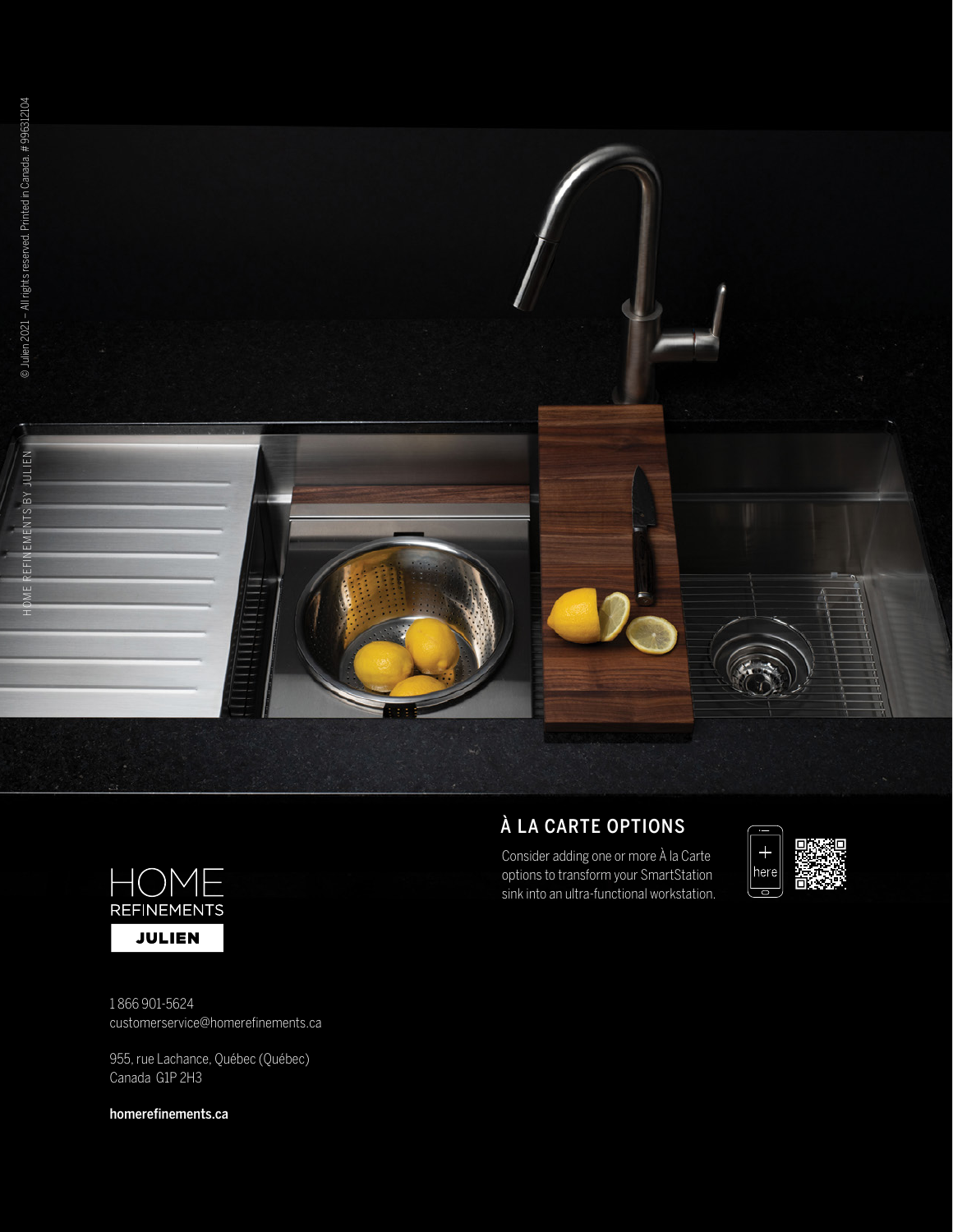© Julien 2021 – All rights reserved. Printed in Canada. # 996312104

HOME REFINEMENTS BY JULIEN

## À LA CARTE OPTIONS

Consider adding one or more À la Carte options to transform your SmartStation sink into an ultra-functional workstation.

here

HOME
REFINEMENTS
JULIEN

1 866 901-5624
customerservice@homerefinements.ca

955, rue Lachance, Québec (Québec)
Canada G1P 2H3

**homerefinements.ca**